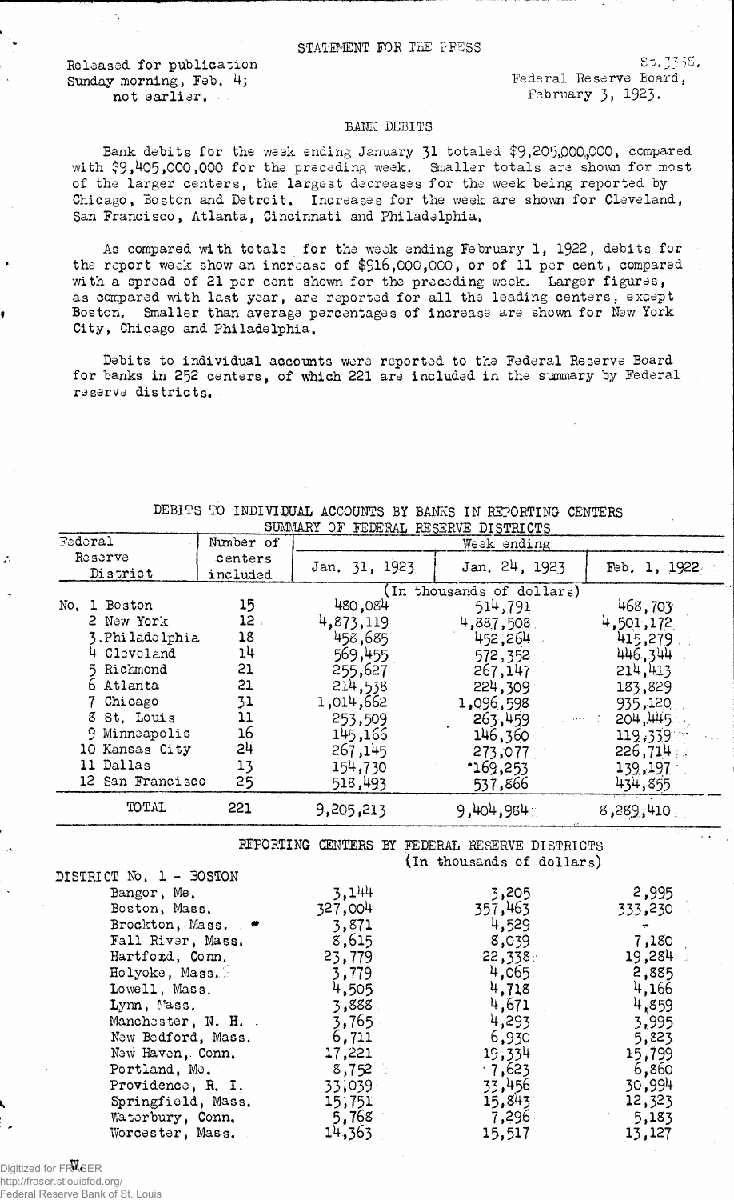STATEMENT FOR THE PRESS

Released for publication
Sunday morning, Feb. 4;
not earlier.

St.3338.
Federal Reserve Board,
February 3, 1923.

## BANK DEBITS

Bank debits for the week ending January 31 totaled $9,205,000,000, compared with $9,405,000,000 for the preceding week. Smaller totals are shown for most of the larger centers, the largest decreases for the week being reported by Chicago, Boston and Detroit. Increases for the week are shown for Cleveland, San Francisco, Atlanta, Cincinnati and Philadelphia.

As compared with totals for the week ending February 1, 1922, debits for the report week show an increase of $916,000,000, or of 11 per cent, compared with a spread of 21 per cent shown for the preceding week. Larger figures, as compared with last year, are reported for all the leading centers, except Boston. Smaller than average percentages of increase are shown for New York City, Chicago and Philadelphia.

Debits to individual accounts were reported to the Federal Reserve Board for banks in 252 centers, of which 221 are included in the summary by Federal reserve districts.

DEBITS TO INDIVIDUAL ACCOUNTS BY BANKS IN REPORTING CENTERS
SUMMARY OF FEDERAL RESERVE DISTRICTS

| Federal Reserve District | Number of centers included | Week ending Jan. 31, 1923 | Jan. 24, 1923 | Feb. 1, 1922 |
|---|---|---|---|---|
| | | (In thousands of dollars) | | |
| No. 1 Boston | 15 | 480,084 | 514,791 | 468,703 |
| 2 New York | 12 | 4,873,119 | 4,887,508 | 4,501,172 |
| 3 Philadelphia | 18 | 458,685 | 452,264 | 415,279 |
| 4 Cleveland | 14 | 569,455 | 572,352 | 446,344 |
| 5 Richmond | 21 | 255,627 | 267,147 | 214,413 |
| 6 Atlanta | 21 | 214,538 | 224,309 | 183,829 |
| 7 Chicago | 31 | 1,014,662 | 1,096,598 | 935,120 |
| 8 St. Louis | 11 | 253,509 | 263,459 | 204,445 |
| 9 Minneapolis | 16 | 145,166 | 146,360 | 119,339 |
| 10 Kansas City | 24 | 267,145 | 273,077 | 226,714 |
| 11 Dallas | 13 | 154,730 | 169,253 | 139,197 |
| 12 San Francisco | 25 | 518,493 | 537,866 | 434,855 |
| TOTAL | 221 | 9,205,213 | 9,404,984 | 8,289,410 |

REPORTING CENTERS BY FEDERAL RESERVE DISTRICTS
(In thousands of dollars)

| DISTRICT No. 1 - BOSTON | Jan. 31, 1923 | Jan. 24, 1923 | Feb. 1, 1922 |
|---|---|---|---|
| Bangor, Me. | 3,144 | 3,205 | 2,995 |
| Boston, Mass. | 327,004 | 357,463 | 333,230 |
| Brockton, Mass. * | 3,871 | 4,529 | - |
| Fall River, Mass. | 8,615 | 8,039 | 7,180 |
| Hartford, Conn. | 23,779 | 22,338 | 19,284 |
| Holyoke, Mass. | 3,779 | 4,065 | 2,885 |
| Lowell, Mass. | 4,505 | 4,718 | 4,166 |
| Lynn, Mass. | 3,888 | 4,671 | 4,859 |
| Manchester, N. H. | 3,765 | 4,293 | 3,995 |
| New Bedford, Mass. | 6,711 | 6,930 | 5,823 |
| New Haven, Conn. | 17,221 | 19,334 | 15,799 |
| Portland, Me. | 8,752 | 7,623 | 6,860 |
| Providence, R. I. | 33,039 | 33,456 | 30,994 |
| Springfield, Mass. | 15,751 | 15,843 | 12,323 |
| Waterbury, Conn. | 5,768 | 7,296 | 5,183 |
| Worcester, Mass. | 14,363 | 15,517 | 13,127 |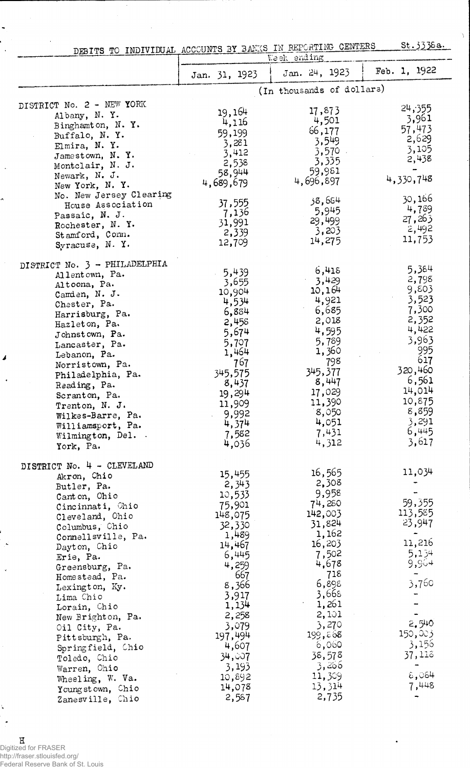# DEBITS TO INDIVIDUAL ACCOUNTS BY BANKS IN REPORTING CENTERS

St.3338a.

| | Week ending | | |
|---|---|---|---|
| | Jan. 31, 1923 | Jan. 24, 1923 | Feb. 1, 1922 |
| | (In thousands of dollars) | | |
| **DISTRICT No. 2 - NEW YORK** | | | |
| Albany, N. Y. | 19,164 | 17,873 | 24,355 |
| Binghamton, N. Y. | 4,116 | 4,501 | 3,961 |
| Buffalo, N. Y. | 59,199 | 66,177 | 57,473 |
| Elmira, N. Y. | 3,281 | 3,549 | 2,629 |
| Jamestown, N. Y. | 3,412 | 3,570 | 3,105 |
| Montclair, N. J. | 2,538 | 3,335 | 2,438 |
| Newark, N. J. | 58,944 | 59,981 | - |
| New York, N. Y. | 4,689,679 | 4,696,897 | 4,330,748 |
| No. New Jersey Clearing House Association | 37,555 | 38,684 | 30,166 |
| Passaic, N. J. | 7,136 | 5,945 | 4,789 |
| Rochester, N. Y. | 31,991 | 29,499 | 27,263 |
| Stamford, Conn. | 2,339 | 3,203 | 2,492 |
| Syracuse, N. Y. | 12,709 | 14,275 | 11,753 |
| **DISTRICT No. 3 - PHILADELPHIA** | | | |
| Allentown, Pa. | 5,439 | 6,418 | 5,384 |
| Altoona, Pa. | 3,655 | 3,429 | 2,798 |
| Camden, N. J. | 10,904 | 10,164 | 9,803 |
| Chester, Pa. | 4,534 | 4,921 | 3,523 |
| Harrisburg, Pa. | 6,884 | 6,685 | 7,300 |
| Hazleton, Pa. | 2,458 | 2,018 | 2,352 |
| Johnstown, Pa. | 5,674 | 4,595 | 4,422 |
| Lancaster, Pa. | 5,707 | 5,789 | 3,963 |
| Lebanon, Pa. | 1,464 | 1,360 | 995 |
| Norristown, Pa. | 767 | 798 | 617 |
| Philadelphia, Pa. | 345,575 | 345,377 | 320,460 |
| Reading, Pa. | 8,437 | 8,447 | 6,561 |
| Scranton, Pa. | 19,294 | 17,029 | 14,014 |
| Trenton, N. J. | 11,909 | 11,390 | 10,875 |
| Wilkes-Barre, Pa. | 9,992 | 8,050 | 8,859 |
| Williamsport, Pa. | 4,374 | 4,051 | 3,291 |
| Wilmington, Del. | 7,582 | 7,431 | 6,445 |
| York, Pa. | 4,036 | 4,312 | 3,617 |
| **DISTRICT No. 4 - CLEVELAND** | | | |
| Akron, Ohio | 15,455 | 16,565 | 11,034 |
| Butler, Pa. | 2,343 | 2,308 | - |
| Canton, Ohio | 10,533 | 9,958 | - |
| Cincinnati, Ohio | 75,901 | 74,280 | 59,355 |
| Cleveland, Ohio | 148,075 | 142,003 | 113,585 |
| Columbus, Ohio | 32,330 | 31,824 | 23,947 |
| Connellsville, Pa. | 1,489 | 1,162 | - |
| Dayton, Ohio | 14,467 | 16,203 | 11,216 |
| Erie, Pa. | 6,445 | 7,502 | 5,134 |
| Greensburg, Pa. | 4,259 | 4,678 | 9,964 |
| Homestead, Pa. | 667 | 718 | - |
| Lexington, Ky. | 8,366 | 6,898 | 3,760 |
| Lima Ohio | 3,917 | 3,668 | - |
| Lorain, Ohio | 1,134 | 1,261 | - |
| New Brighton, Pa. | 2,258 | 2,101 | - |
| Oil City, Pa. | 3,079 | 3,270 | 2,540 |
| Pittsburgh, Pa. | 197,494 | 199,868 | 150,003 |
| Springfield, Ohio | 4,607 | 6,060 | 3,156 |
| Toledo, Ohio | 34,007 | 38,578 | 37,118 |
| Warren, Ohio | 3,193 | 3,266 | - |
| Wheeling, W. Va. | 10,892 | 11,309 | 8,084 |
| Youngstown, Ohio | 14,078 | 13,314 | 7,448 |
| Zanesville, Ohio | 2,587 | 2,735 | - |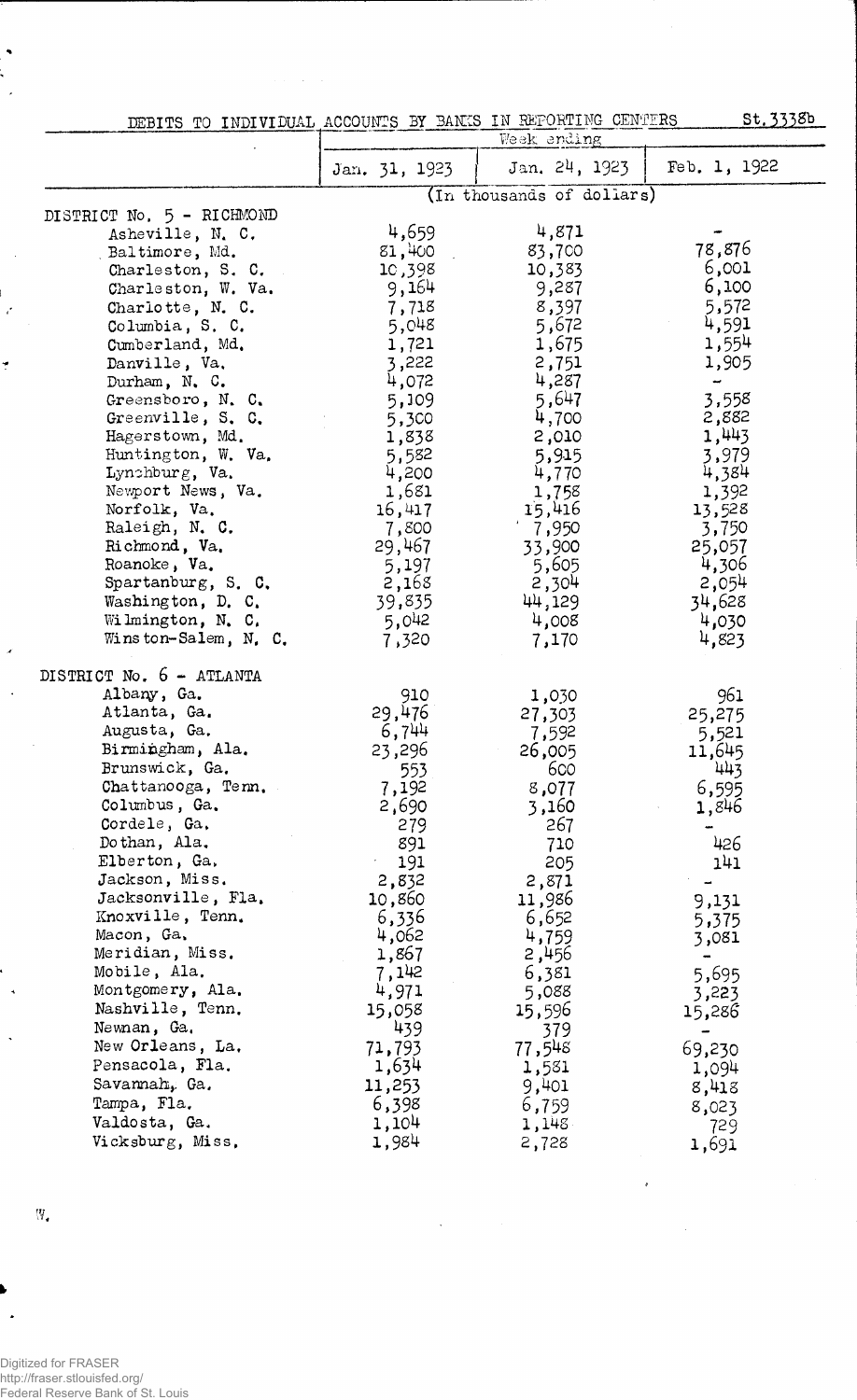DEBITS TO INDIVIDUAL ACCOUNTS BY BANKS IN REPORTING CENTERS St.3338b

| | Week ending | | |
|---|---|---|---|
| | Jan. 31, 1923 | Jan. 24, 1923 | Feb. 1, 1922 |
| | (In thousands of dollars) | | |
| DISTRICT No. 5 - RICHMOND | | | |
| Asheville, N. C. | 4,659 | 4,871 | - |
| Baltimore, Md. | 81,400 | 83,700 | 78,876 |
| Charleston, S. C. | 10,398 | 10,383 | 6,001 |
| Charleston, W. Va. | 9,164 | 9,287 | 6,100 |
| Charlotte, N. C. | 7,718 | 8,397 | 5,572 |
| Columbia, S. C. | 5,048 | 5,672 | 4,591 |
| Cumberland, Md. | 1,721 | 1,675 | 1,554 |
| Danville, Va. | 3,222 | 2,751 | 1,905 |
| Durham, N. C. | 4,072 | 4,287 | - |
| Greensboro, N. C. | 5,109 | 5,647 | 3,558 |
| Greenville, S. C. | 5,300 | 4,700 | 2,882 |
| Hagerstown, Md. | 1,838 | 2,010 | 1,443 |
| Huntington, W. Va. | 5,582 | 5,915 | 3,979 |
| Lynchburg, Va. | 4,200 | 4,770 | 4,384 |
| Newport News, Va. | 1,681 | 1,758 | 1,392 |
| Norfolk, Va. | 16,417 | 15,416 | 13,528 |
| Raleigh, N. C. | 7,800 | 7,950 | 3,750 |
| Richmond, Va. | 29,467 | 33,900 | 25,057 |
| Roanoke, Va. | 5,197 | 5,605 | 4,306 |
| Spartanburg, S. C. | 2,168 | 2,304 | 2,054 |
| Washington, D. C. | 39,835 | 44,129 | 34,628 |
| Wilmington, N. C. | 5,042 | 4,008 | 4,030 |
| Winston-Salem, N. C. | 7,320 | 7,170 | 4,823 |
| DISTRICT No. 6 - ATLANTA | | | |
| Albany, Ga. | 910 | 1,030 | 961 |
| Atlanta, Ga. | 29,476 | 27,303 | 25,275 |
| Augusta, Ga. | 6,744 | 7,592 | 5,521 |
| Birmingham, Ala. | 23,296 | 26,005 | 11,645 |
| Brunswick, Ga. | 553 | 600 | 443 |
| Chattanooga, Tenn. | 7,192 | 8,077 | 6,595 |
| Columbus, Ga. | 2,690 | 3,160 | 1,846 |
| Cordele, Ga. | 279 | 267 | - |
| Dothan, Ala. | 891 | 710 | 426 |
| Elberton, Ga. | 191 | 205 | 141 |
| Jackson, Miss. | 2,832 | 2,871 | - |
| Jacksonville, Fla. | 10,860 | 11,986 | 9,131 |
| Knoxville, Tenn. | 6,336 | 6,652 | 5,375 |
| Macon, Ga. | 4,062 | 4,759 | 3,081 |
| Meridian, Miss. | 1,867 | 2,456 | - |
| Mobile, Ala. | 7,142 | 6,381 | 5,695 |
| Montgomery, Ala. | 4,971 | 5,088 | 3,223 |
| Nashville, Tenn. | 15,058 | 15,596 | 15,286 |
| Newnan, Ga. | 439 | 379 | - |
| New Orleans, La. | 71,793 | 77,548 | 69,230 |
| Pensacola, Fla. | 1,634 | 1,581 | 1,094 |
| Savannah, Ga. | 11,253 | 9,401 | 8,418 |
| Tampa, Fla. | 6,398 | 6,759 | 8,023 |
| Valdosta, Ga. | 1,104 | 1,148 | 729 |
| Vicksburg, Miss. | 1,984 | 2,728 | 1,691 |

W.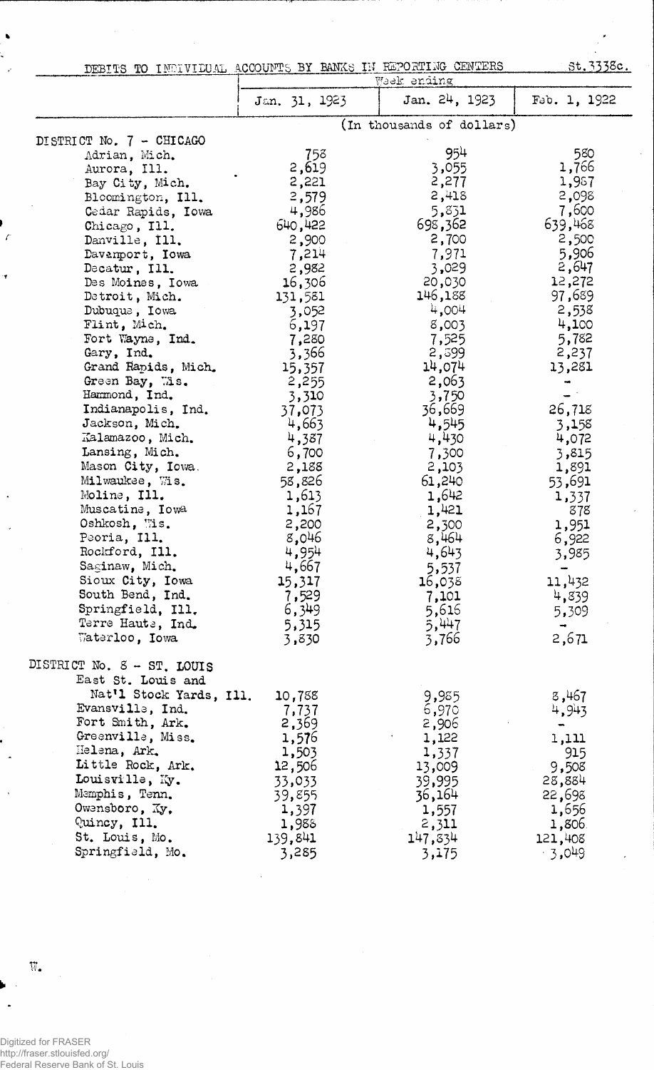DEBITS TO INDIVIDUAL ACCOUNTS BY BANKS IN REPORTING CENTERS

St.3338c.

| | Week ending | | |
|---|---|---|---|
| | Jan. 31, 1923 | Jan. 24, 1923 | Feb. 1, 1922 |
| | (In thousands of dollars) | | |
| DISTRICT No. 7 - CHICAGO | | | |
| Adrian, Mich. | 758 | 954 | 580 |
| Aurora, Ill. | 2,619 | 3,055 | 1,766 |
| Bay City, Mich. | 2,221 | 2,277 | 1,987 |
| Bloomington, Ill. | 2,579 | 2,418 | 2,098 |
| Cedar Rapids, Iowa | 4,986 | 5,831 | 7,600 |
| Chicago, Ill. | 640,422 | 698,362 | 639,468 |
| Danville, Ill. | 2,900 | 2,700 | 2,500 |
| Davenport, Iowa | 7,214 | 7,971 | 5,906 |
| Decatur, Ill. | 2,982 | 3,029 | 2,647 |
| Des Moines, Iowa | 16,306 | 20,030 | 12,272 |
| Detroit, Mich. | 131,581 | 146,188 | 97,689 |
| Dubuque, Iowa | 3,052 | 4,004 | 2,538 |
| Flint, Mich. | 6,197 | 8,003 | 4,100 |
| Fort Wayne, Ind. | 7,280 | 7,525 | 5,782 |
| Gary, Ind. | 3,366 | 2,899 | 2,237 |
| Grand Rapids, Mich. | 15,357 | 14,074 | 13,281 |
| Green Bay, Wis. | 2,255 | 2,063 | - |
| Hammond, Ind. | 3,310 | 3,750 | - |
| Indianapolis, Ind. | 37,073 | 36,669 | 26,718 |
| Jackson, Mich. | 4,663 | 4,545 | 3,158 |
| Kalamazoo, Mich. | 4,387 | 4,430 | 4,072 |
| Lansing, Mich. | 6,700 | 7,300 | 3,815 |
| Mason City, Iowa | 2,188 | 2,103 | 1,891 |
| Milwaukee, Wis. | 58,826 | 61,240 | 53,691 |
| Moline, Ill. | 1,613 | 1,642 | 1,337 |
| Muscatine, Iowa | 1,167 | 1,421 | 878 |
| Oshkosh, Wis. | 2,200 | 2,300 | 1,951 |
| Peoria, Ill. | 8,046 | 8,464 | 6,922 |
| Rockford, Ill. | 4,954 | 4,643 | 3,985 |
| Saginaw, Mich. | 4,667 | 5,537 | - |
| Sioux City, Iowa | 15,317 | 16,038 | 11,432 |
| South Bend, Ind. | 7,529 | 7,101 | 4,839 |
| Springfield, Ill. | 6,349 | 5,616 | 5,309 |
| Terre Haute, Ind. | 5,315 | 5,447 | - |
| Waterloo, Iowa | 3,830 | 3,766 | 2,671 |
| DISTRICT No. 8 - ST. LOUIS | | | |
| East St. Louis and Nat'l Stock Yards, Ill. | 10,788 | 9,985 | 8,467 |
| Evansville, Ind. | 7,737 | 6,970 | 4,943 |
| Fort Smith, Ark. | 2,369 | 2,906 | - |
| Greenville, Miss. | 1,576 | 1,122 | 1,111 |
| Helena, Ark. | 1,503 | 1,337 | 915 |
| Little Rock, Ark. | 12,506 | 13,009 | 9,508 |
| Louisville, Ky. | 33,033 | 39,995 | 28,884 |
| Memphis, Tenn. | 39,855 | 36,164 | 22,698 |
| Owensboro, Ky. | 1,397 | 1,557 | 1,656 |
| Quincy, Ill. | 1,988 | 2,311 | 1,806 |
| St. Louis, Mo. | 139,841 | 147,834 | 121,408 |
| Springfield, Mo. | 3,285 | 3,175 | 3,049 |

W.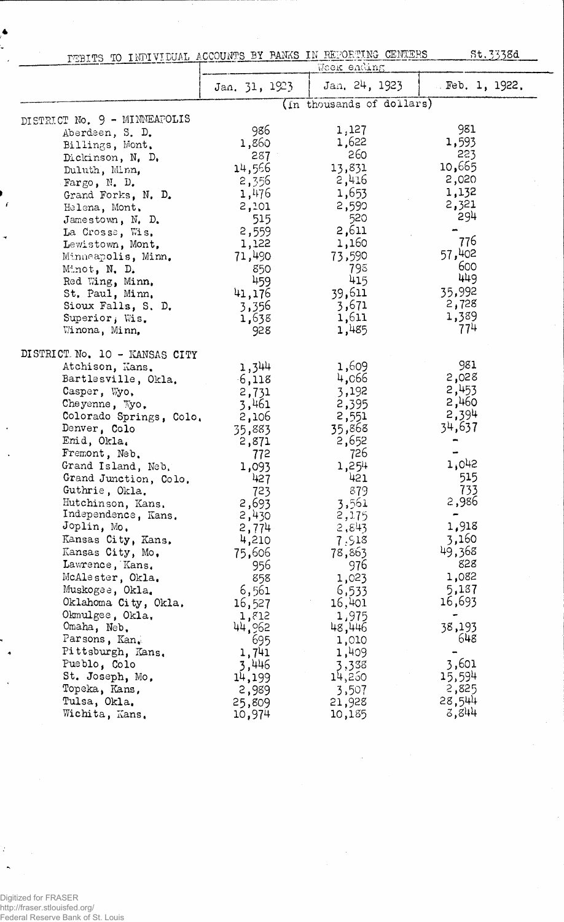DEBITS TO INDIVIDUAL ACCOUNTS BY BANKS IN REPORTING CENTERS St.3338d

| | Week ending | | |
|---|---|---|---|
| | Jan. 31, 1923 | Jan. 24, 1923 | Feb. 1, 1922. |
| | (In thousands of dollars) | | |
| DISTRICT No. 9 - MINNEAPOLIS | | | |
| Aberdeen, S. D. | 986 | 1,127 | 981 |
| Billings, Mont. | 1,860 | 1,622 | 1,593 |
| Dickinson, N. D. | 287 | 260 | 223 |
| Duluth, Minn. | 14,566 | 13,831 | 10,665 |
| Fargo, N. D. | 2,356 | 2,416 | 2,020 |
| Grand Forks, N. D. | 1,476 | 1,653 | 1,132 |
| Helena, Mont. | 2,101 | 2,590 | 2,321 |
| Jamestown, N. D. | 515 | 520 | 294 |
| La Crosse, Wis. | 2,559 | 2,611 | - |
| Lewistown, Mont. | 1,122 | 1,160 | 776 |
| Minneapolis, Minn. | 71,490 | 73,590 | 57,402 |
| Minot, N. D. | 850 | 798 | 600 |
| Red Wing, Minn. | 459 | 415 | 449 |
| St. Paul, Minn. | 41,176 | 39,611 | 35,992 |
| Sioux Falls, S. D. | 3,356 | 3,671 | 2,728 |
| Superior, Wis. | 1,638 | 1,611 | 1,389 |
| Winona, Minn. | 928 | 1,485 | 774 |
| DISTRICT No. 10 - KANSAS CITY | | | |
| Atchison, Kans. | 1,344 | 1,609 | 981 |
| Bartlesville, Okla. | 6,118 | 4,066 | 2,028 |
| Casper, Wyo. | 2,731 | 3,192 | 2,453 |
| Cheyenne, Wyo. | 3,461 | 2,395 | 2,460 |
| Colorado Springs, Colo. | 2,106 | 2,551 | 2,394 |
| Denver, Colo | 35,883 | 35,868 | 34,637 |
| Enid, Okla. | 2,871 | 2,652 | - |
| Fremont, Neb. | 772 | 726 | - |
| Grand Island, Neb. | 1,093 | 1,254 | 1,042 |
| Grand Junction, Colo. | 427 | 421 | 515 |
| Guthrie, Okla. | 723 | 879 | 733 |
| Hutchinson, Kans. | 2,693 | 3,561 | 2,986 |
| Independence, Kans. | 2,430 | 2,175 | - |
| Joplin, Mo. | 2,774 | 2,843 | 1,918 |
| Kansas City, Kans. | 4,210 | 7,918 | 3,160 |
| Kansas City, Mo. | 75,606 | 78,863 | 49,368 |
| Lawrence, Kans. | 956 | 976 | 828 |
| McAlester, Okla. | 858 | 1,023 | 1,082 |
| Muskogee, Okla. | 6,561 | 6,533 | 5,187 |
| Oklahoma City, Okla. | 16,527 | 16,401 | 16,693 |
| Okmulgee, Okla. | 1,812 | 1,975 | - |
| Omaha, Neb. | 44,962 | 48,446 | 38,193 |
| Parsons, Kan. | 695 | 1,010 | 648 |
| Pittsburgh, Kans. | 1,741 | 1,409 | - |
| Pueblo, Colo | 3,446 | 3,338 | 3,601 |
| St. Joseph, Mo. | 14,199 | 14,260 | 15,594 |
| Topeka, Kans. | 2,989 | 3,507 | 2,825 |
| Tulsa, Okla. | 25,809 | 21,928 | 28,544 |
| Wichita, Kans. | 10,974 | 10,185 | 8,844 |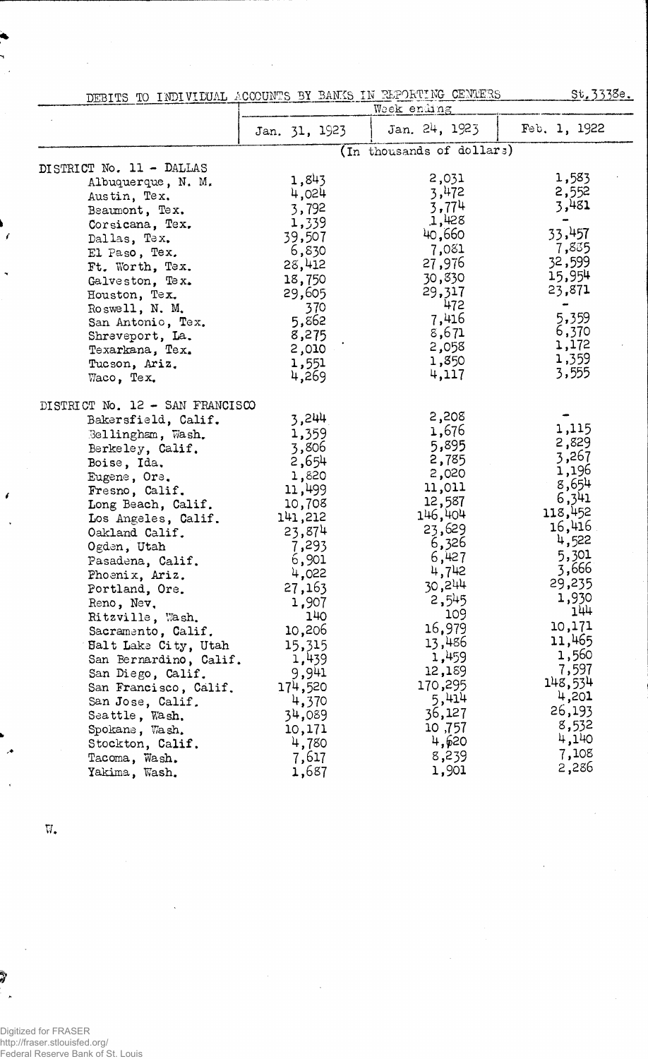DEBITS TO INDIVIDUAL ACCOUNTS BY BANKS IN REPORTING CENTERS St.3338e.

| | Week ending | | |
|---|---|---|---|
| | Jan. 31, 1923 | Jan. 24, 1923 | Feb. 1, 1922 |
| | (In thousands of dollars) | | |
| DISTRICT No. 11 - DALLAS | | | |
| Albuquerque, N. M. | 1,843 | 2,031 | 1,583 |
| Austin, Tex. | 4,024 | 3,472 | 2,552 |
| Beaumont, Tex. | 3,792 | 3,774 | 3,481 |
| Corsicana, Tex. | 1,339 | 1,428 | - |
| Dallas, Tex. | 39,507 | 40,660 | 33,457 |
| El Paso, Tex. | 6,830 | 7,081 | 7,885 |
| Ft. Worth, Tex. | 28,412 | 27,976 | 32,599 |
| Galveston, Tex. | 18,750 | 30,830 | 15,954 |
| Houston, Tex. | 29,605 | 29,317 | 23,871 |
| Roswell, N. M. | 370 | 472 | - |
| San Antonio, Tex. | 5,862 | 7,416 | 5,359 |
| Shreveport, La. | 8,275 | 8,671 | 6,370 |
| Texarkana, Tex. | 2,010 | 2,058 | 1,172 |
| Tucson, Ariz. | 1,551 | 1,850 | 1,359 |
| Waco, Tex. | 4,269 | 4,117 | 3,555 |
| DISTRICT No. 12 - SAN FRANCISCO | | | |
| Bakersfield, Calif. | 3,244 | 2,208 | - |
| Bellingham, Wash. | 1,359 | 1,676 | 1,115 |
| Berkeley, Calif. | 3,806 | 5,895 | 2,829 |
| Boise, Ida. | 2,654 | 2,785 | 3,267 |
| Eugene, Ore. | 1,820 | 2,020 | 1,196 |
| Fresno, Calif. | 11,499 | 11,011 | 8,654 |
| Long Beach, Calif. | 10,708 | 12,587 | 6,341 |
| Los Angeles, Calif. | 141,212 | 146,404 | 118,452 |
| Oakland Calif. | 23,874 | 23,629 | 16,416 |
| Ogden, Utah | 7,293 | 6,326 | 4,522 |
| Pasadena, Calif. | 6,901 | 6,427 | 5,301 |
| Phoenix, Ariz. | 4,022 | 4,742 | 3,666 |
| Portland, Ore. | 27,163 | 30,244 | 29,235 |
| Reno, Nev. | 1,907 | 2,545 | 1,930 |
| Ritzville, Wash. | 140 | 109 | 144 |
| Sacramento, Calif. | 10,206 | 16,979 | 10,171 |
| Salt Lake City, Utah | 15,315 | 13,486 | 11,465 |
| San Bernardino, Calif. | 1,439 | 1,459 | 1,560 |
| San Diego, Calif. | 9,941 | 12,189 | 7,597 |
| San Francisco, Calif. | 174,520 | 170,295 | 148,534 |
| San Jose, Calif. | 4,370 | 5,414 | 4,201 |
| Seattle, Wash. | 34,089 | 36,127 | 26,193 |
| Spokane, Wash. | 10,171 | 10,757 | 8,532 |
| Stockton, Calif. | 4,780 | 4,620 | 4,140 |
| Tacoma, Wash. | 7,617 | 8,239 | 7,108 |
| Yakima, Wash. | 1,687 | 1,901 | 2,286 |

W.